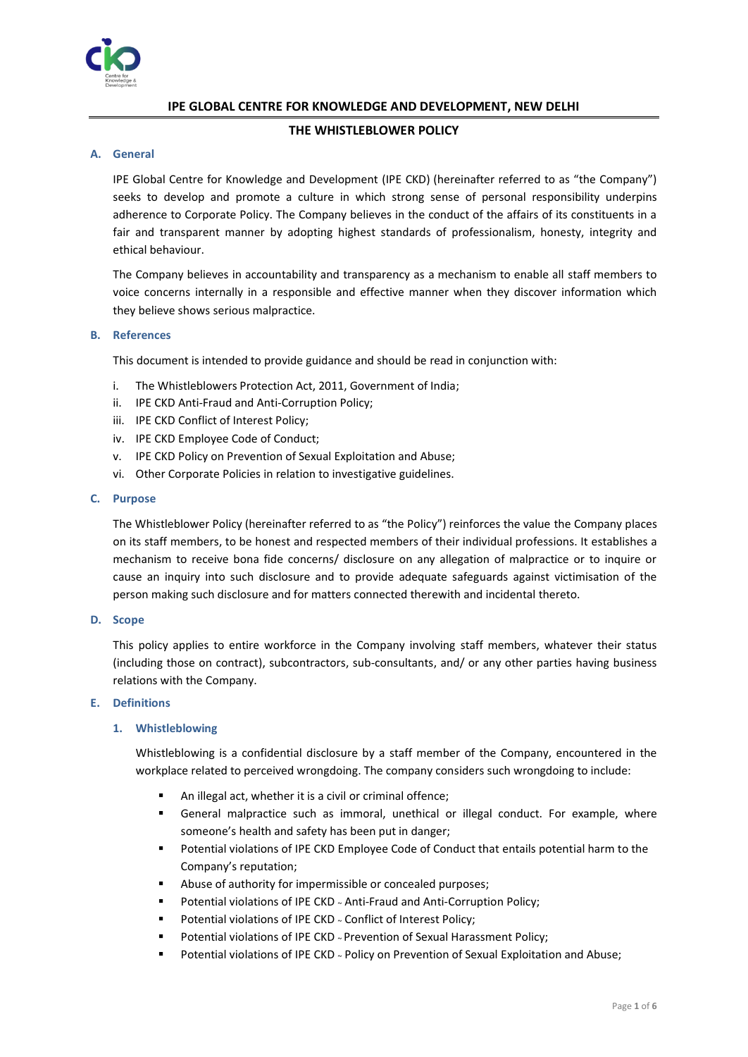# IPE GLOBAL CENTRE FOR KNOWLEDGE AND DEVELOPMENT, NEW DELHI

## THE WHISTLEBLOWER POLICY

### A. General

IPE Global Centre for Knowledge and Development (IPE CKD) (hereinafter referred to as "the Company") seeks to develop and promote a culture in which strong sense of personal responsibility underpins adherence to Corporate Policy. The Company believes in the conduct of the affairs of its constituents in a fair and transparent manner by adopting highest standards of professionalism, honesty, integrity and ethical behaviour.

The Company believes in accountability and transparency as a mechanism to enable all staff members to voice concerns internally in a responsible and effective manner when they discover information which they believe shows serious malpractice.

### B. References

This document is intended to provide guidance and should be read in conjunction with:

i. The Whistleblowers Protection Act, 2011, Government of India;
ii. IPE CKD Anti-Fraud and Anti-Corruption Policy;
iii. IPE CKD Conflict of Interest Policy;
iv. IPE CKD Employee Code of Conduct;
v. IPE CKD Policy on Prevention of Sexual Exploitation and Abuse;
vi. Other Corporate Policies in relation to investigative guidelines.

### C. Purpose

The Whistleblower Policy (hereinafter referred to as "the Policy") reinforces the value the Company places on its staff members, to be honest and respected members of their individual professions. It establishes a mechanism to receive bona fide concerns/ disclosure on any allegation of malpractice or to inquire or cause an inquiry into such disclosure and to provide adequate safeguards against victimisation of the person making such disclosure and for matters connected therewith and incidental thereto.

### D. Scope

This policy applies to entire workforce in the Company involving staff members, whatever their status (including those on contract), subcontractors, sub-consultants, and/ or any other parties having business relations with the Company.

### E. Definitions

#### 1. Whistleblowing

Whistleblowing is a confidential disclosure by a staff member of the Company, encountered in the workplace related to perceived wrongdoing. The company considers such wrongdoing to include:

- An illegal act, whether it is a civil or criminal offence;
- General malpractice such as immoral, unethical or illegal conduct. For example, where someone's health and safety has been put in danger;
- Potential violations of IPE CKD Employee Code of Conduct that entails potential harm to the Company's reputation;
- Abuse of authority for impermissible or concealed purposes;
- Potential violations of IPE CKD ‐ Anti-Fraud and Anti-Corruption Policy;
- Potential violations of IPE CKD ‐ Conflict of Interest Policy;
- Potential violations of IPE CKD ‐ Prevention of Sexual Harassment Policy;
- Potential violations of IPE CKD ‐ Policy on Prevention of Sexual Exploitation and Abuse;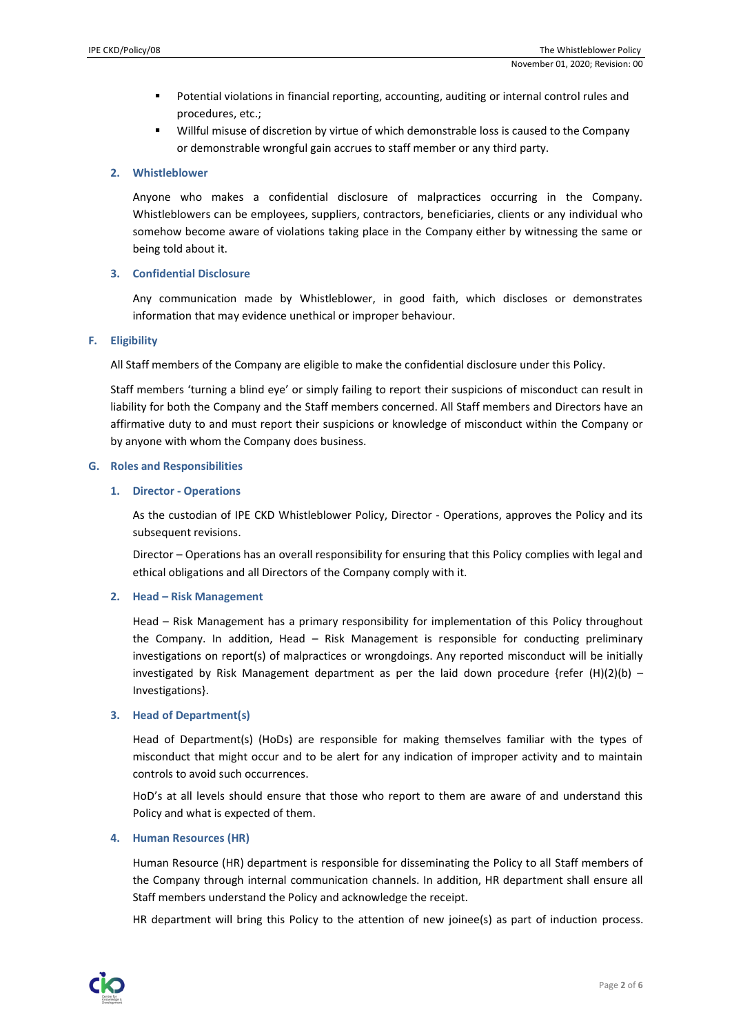- Potential violations in financial reporting, accounting, auditing or internal control rules and procedures, etc.;
- Willful misuse of discretion by virtue of which demonstrable loss is caused to the Company or demonstrable wrongful gain accrues to staff member or any third party.

### 2. Whistleblower

Anyone who makes a confidential disclosure of malpractices occurring in the Company. Whistleblowers can be employees, suppliers, contractors, beneficiaries, clients or any individual who somehow become aware of violations taking place in the Company either by witnessing the same or being told about it.

### 3. Confidential Disclosure

Any communication made by Whistleblower, in good faith, which discloses or demonstrates information that may evidence unethical or improper behaviour.

## F. Eligibility

All Staff members of the Company are eligible to make the confidential disclosure under this Policy.

Staff members 'turning a blind eye' or simply failing to report their suspicions of misconduct can result in liability for both the Company and the Staff members concerned. All Staff members and Directors have an affirmative duty to and must report their suspicions or knowledge of misconduct within the Company or by anyone with whom the Company does business.

## G. Roles and Responsibilities

### 1. Director - Operations

As the custodian of IPE CKD Whistleblower Policy, Director - Operations, approves the Policy and its subsequent revisions.

Director – Operations has an overall responsibility for ensuring that this Policy complies with legal and ethical obligations and all Directors of the Company comply with it.

### 2. Head – Risk Management

Head – Risk Management has a primary responsibility for implementation of this Policy throughout the Company. In addition, Head – Risk Management is responsible for conducting preliminary investigations on report(s) of malpractices or wrongdoings. Any reported misconduct will be initially investigated by Risk Management department as per the laid down procedure {refer (H)(2)(b) – Investigations}.

### 3. Head of Department(s)

Head of Department(s) (HoDs) are responsible for making themselves familiar with the types of misconduct that might occur and to be alert for any indication of improper activity and to maintain controls to avoid such occurrences.

HoD's at all levels should ensure that those who report to them are aware of and understand this Policy and what is expected of them.

### 4. Human Resources (HR)

Human Resource (HR) department is responsible for disseminating the Policy to all Staff members of the Company through internal communication channels. In addition, HR department shall ensure all Staff members understand the Policy and acknowledge the receipt.

HR department will bring this Policy to the attention of new joinee(s) as part of induction process.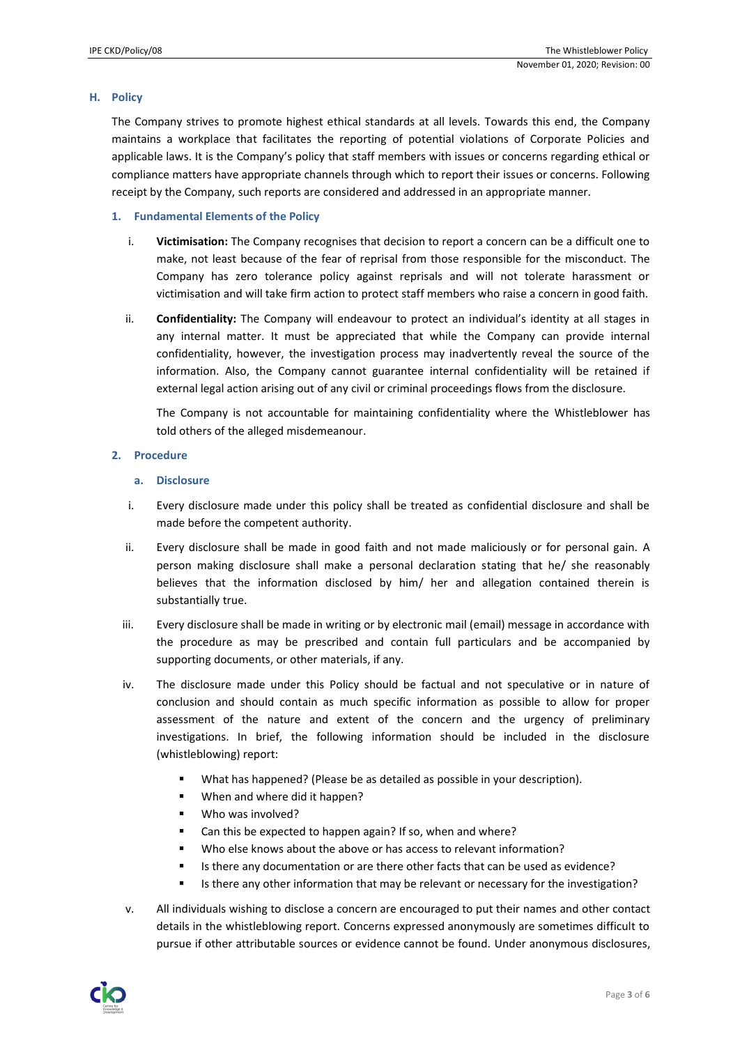## H. Policy

The Company strives to promote highest ethical standards at all levels. Towards this end, the Company maintains a workplace that facilitates the reporting of potential violations of Corporate Policies and applicable laws. It is the Company's policy that staff members with issues or concerns regarding ethical or compliance matters have appropriate channels through which to report their issues or concerns. Following receipt by the Company, such reports are considered and addressed in an appropriate manner.

### 1. Fundamental Elements of the Policy

i. **Victimisation:** The Company recognises that decision to report a concern can be a difficult one to make, not least because of the fear of reprisal from those responsible for the misconduct. The Company has zero tolerance policy against reprisals and will not tolerate harassment or victimisation and will take firm action to protect staff members who raise a concern in good faith.

ii. **Confidentiality:** The Company will endeavour to protect an individual's identity at all stages in any internal matter. It must be appreciated that while the Company can provide internal confidentiality, however, the investigation process may inadvertently reveal the source of the information. Also, the Company cannot guarantee internal confidentiality will be retained if external legal action arising out of any civil or criminal proceedings flows from the disclosure.

The Company is not accountable for maintaining confidentiality where the Whistleblower has told others of the alleged misdemeanour.

### 2. Procedure

#### a. Disclosure

i. Every disclosure made under this policy shall be treated as confidential disclosure and shall be made before the competent authority.

ii. Every disclosure shall be made in good faith and not made maliciously or for personal gain. A person making disclosure shall make a personal declaration stating that he/ she reasonably believes that the information disclosed by him/ her and allegation contained therein is substantially true.

iii. Every disclosure shall be made in writing or by electronic mail (email) message in accordance with the procedure as may be prescribed and contain full particulars and be accompanied by supporting documents, or other materials, if any.

iv. The disclosure made under this Policy should be factual and not speculative or in nature of conclusion and should contain as much specific information as possible to allow for proper assessment of the nature and extent of the concern and the urgency of preliminary investigations. In brief, the following information should be included in the disclosure (whistleblowing) report:

- What has happened? (Please be as detailed as possible in your description).
- When and where did it happen?
- Who was involved?
- Can this be expected to happen again? If so, when and where?
- Who else knows about the above or has access to relevant information?
- Is there any documentation or are there other facts that can be used as evidence?
- Is there any other information that may be relevant or necessary for the investigation?

v. All individuals wishing to disclose a concern are encouraged to put their names and other contact details in the whistleblowing report. Concerns expressed anonymously are sometimes difficult to pursue if other attributable sources or evidence cannot be found. Under anonymous disclosures,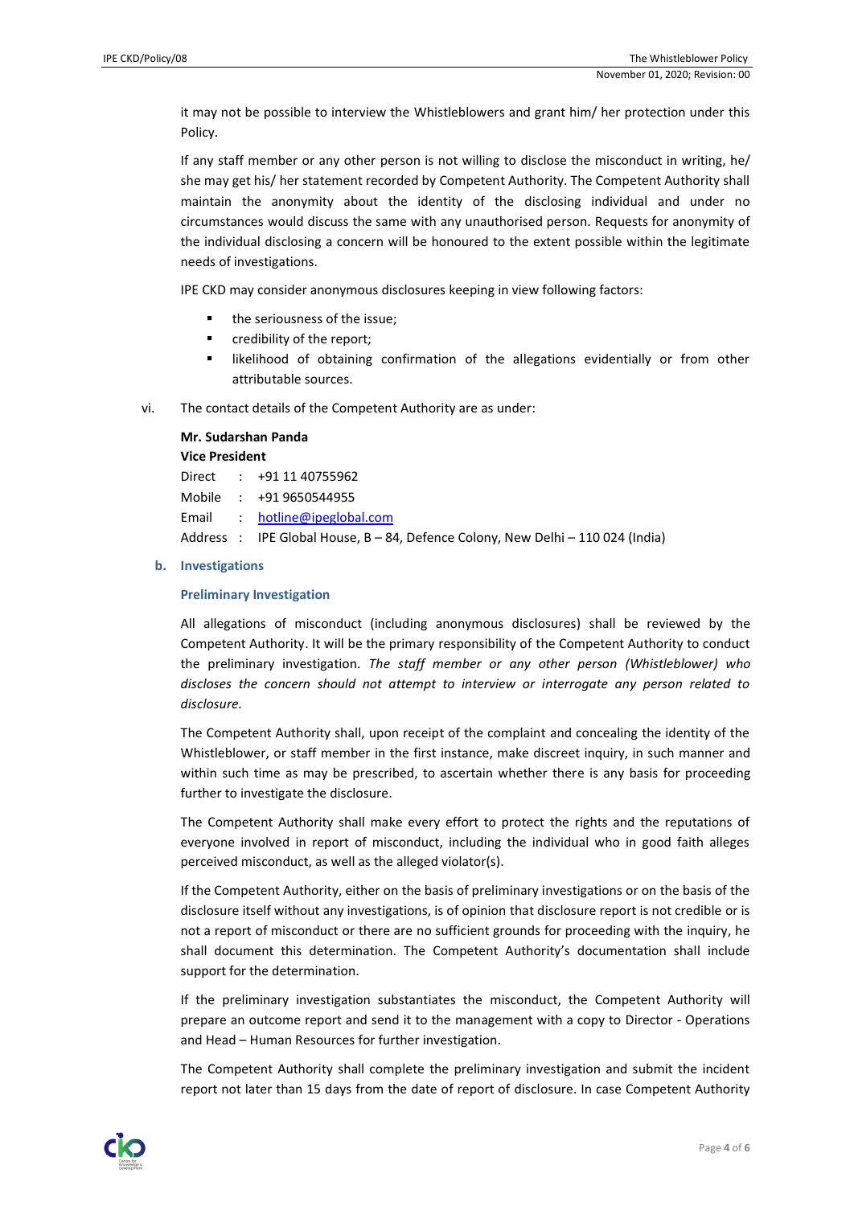it may not be possible to interview the Whistleblowers and grant him/ her protection under this Policy.

If any staff member or any other person is not willing to disclose the misconduct in writing, he/ she may get his/ her statement recorded by Competent Authority. The Competent Authority shall maintain the anonymity about the identity of the disclosing individual and under no circumstances would discuss the same with any unauthorised person. Requests for anonymity of the individual disclosing a concern will be honoured to the extent possible within the legitimate needs of investigations.

IPE CKD may consider anonymous disclosures keeping in view following factors:

- the seriousness of the issue;
- credibility of the report;
- likelihood of obtaining confirmation of the allegations evidentially or from other attributable sources.

vi. The contact details of the Competent Authority are as under:

**Mr. Sudarshan Panda**
**Vice President**

Direct : +91 11 40755962
Mobile : +91 9650544955
Email : hotline@ipeglobal.com
Address : IPE Global House, B – 84, Defence Colony, New Delhi – 110 024 (India)

### b. Investigations

#### Preliminary Investigation

All allegations of misconduct (including anonymous disclosures) shall be reviewed by the Competent Authority. It will be the primary responsibility of the Competent Authority to conduct the preliminary investigation. *The staff member or any other person (Whistleblower) who discloses the concern should not attempt to interview or interrogate any person related to disclosure.*

The Competent Authority shall, upon receipt of the complaint and concealing the identity of the Whistleblower, or staff member in the first instance, make discreet inquiry, in such manner and within such time as may be prescribed, to ascertain whether there is any basis for proceeding further to investigate the disclosure.

The Competent Authority shall make every effort to protect the rights and the reputations of everyone involved in report of misconduct, including the individual who in good faith alleges perceived misconduct, as well as the alleged violator(s).

If the Competent Authority, either on the basis of preliminary investigations or on the basis of the disclosure itself without any investigations, is of opinion that disclosure report is not credible or is not a report of misconduct or there are no sufficient grounds for proceeding with the inquiry, he shall document this determination. The Competent Authority's documentation shall include support for the determination.

If the preliminary investigation substantiates the misconduct, the Competent Authority will prepare an outcome report and send it to the management with a copy to Director - Operations and Head – Human Resources for further investigation.

The Competent Authority shall complete the preliminary investigation and submit the incident report not later than 15 days from the date of report of disclosure. In case Competent Authority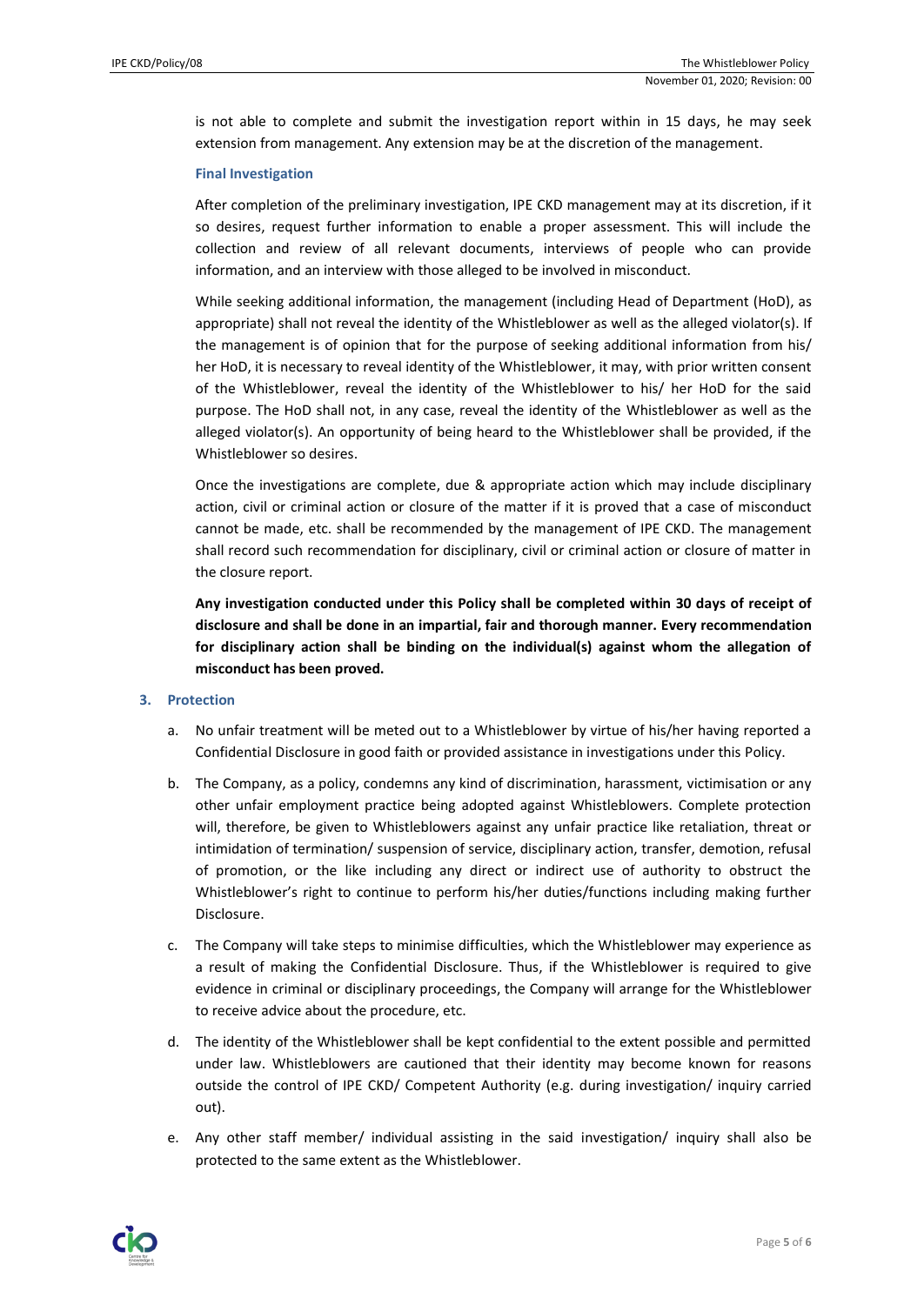is not able to complete and submit the investigation report within in 15 days, he may seek extension from management. Any extension may be at the discretion of the management.

#### Final Investigation

After completion of the preliminary investigation, IPE CKD management may at its discretion, if it so desires, request further information to enable a proper assessment. This will include the collection and review of all relevant documents, interviews of people who can provide information, and an interview with those alleged to be involved in misconduct.

While seeking additional information, the management (including Head of Department (HoD), as appropriate) shall not reveal the identity of the Whistleblower as well as the alleged violator(s). If the management is of opinion that for the purpose of seeking additional information from his/ her HoD, it is necessary to reveal identity of the Whistleblower, it may, with prior written consent of the Whistleblower, reveal the identity of the Whistleblower to his/ her HoD for the said purpose. The HoD shall not, in any case, reveal the identity of the Whistleblower as well as the alleged violator(s). An opportunity of being heard to the Whistleblower shall be provided, if the Whistleblower so desires.

Once the investigations are complete, due & appropriate action which may include disciplinary action, civil or criminal action or closure of the matter if it is proved that a case of misconduct cannot be made, etc. shall be recommended by the management of IPE CKD. The management shall record such recommendation for disciplinary, civil or criminal action or closure of matter in the closure report.

**Any investigation conducted under this Policy shall be completed within 30 days of receipt of disclosure and shall be done in an impartial, fair and thorough manner. Every recommendation for disciplinary action shall be binding on the individual(s) against whom the allegation of misconduct has been proved.**

### 3. Protection

a. No unfair treatment will be meted out to a Whistleblower by virtue of his/her having reported a Confidential Disclosure in good faith or provided assistance in investigations under this Policy.

b. The Company, as a policy, condemns any kind of discrimination, harassment, victimisation or any other unfair employment practice being adopted against Whistleblowers. Complete protection will, therefore, be given to Whistleblowers against any unfair practice like retaliation, threat or intimidation of termination/ suspension of service, disciplinary action, transfer, demotion, refusal of promotion, or the like including any direct or indirect use of authority to obstruct the Whistleblower's right to continue to perform his/her duties/functions including making further Disclosure.

c. The Company will take steps to minimise difficulties, which the Whistleblower may experience as a result of making the Confidential Disclosure. Thus, if the Whistleblower is required to give evidence in criminal or disciplinary proceedings, the Company will arrange for the Whistleblower to receive advice about the procedure, etc.

d. The identity of the Whistleblower shall be kept confidential to the extent possible and permitted under law. Whistleblowers are cautioned that their identity may become known for reasons outside the control of IPE CKD/ Competent Authority (e.g. during investigation/ inquiry carried out).

e. Any other staff member/ individual assisting in the said investigation/ inquiry shall also be protected to the same extent as the Whistleblower.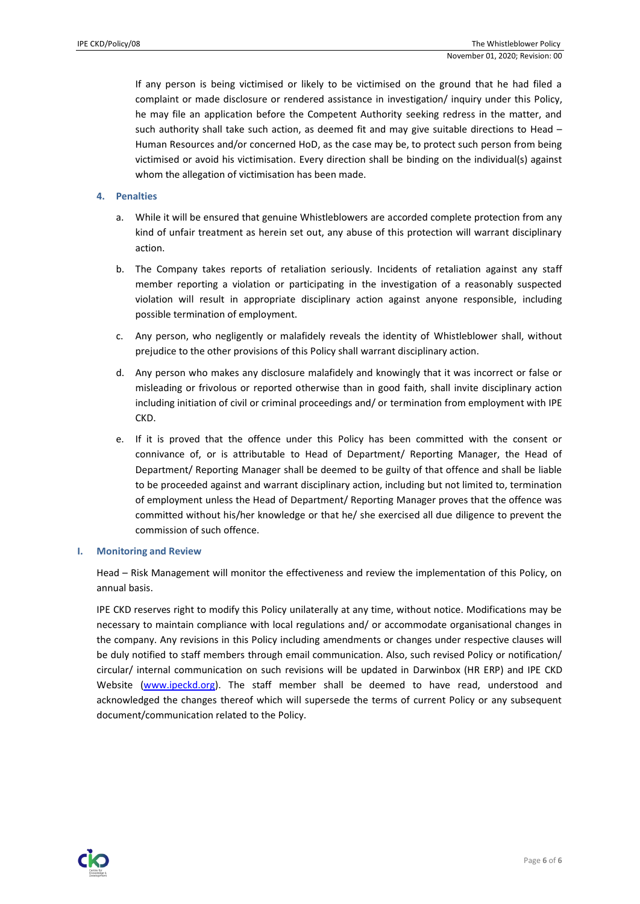If any person is being victimised or likely to be victimised on the ground that he had filed a complaint or made disclosure or rendered assistance in investigation/ inquiry under this Policy, he may file an application before the Competent Authority seeking redress in the matter, and such authority shall take such action, as deemed fit and may give suitable directions to Head – Human Resources and/or concerned HoD, as the case may be, to protect such person from being victimised or avoid his victimisation. Every direction shall be binding on the individual(s) against whom the allegation of victimisation has been made.

#### 4. Penalties

a. While it will be ensured that genuine Whistleblowers are accorded complete protection from any kind of unfair treatment as herein set out, any abuse of this protection will warrant disciplinary action.

b. The Company takes reports of retaliation seriously. Incidents of retaliation against any staff member reporting a violation or participating in the investigation of a reasonably suspected violation will result in appropriate disciplinary action against anyone responsible, including possible termination of employment.

c. Any person, who negligently or malafidely reveals the identity of Whistleblower shall, without prejudice to the other provisions of this Policy shall warrant disciplinary action.

d. Any person who makes any disclosure malafidely and knowingly that it was incorrect or false or misleading or frivolous or reported otherwise than in good faith, shall invite disciplinary action including initiation of civil or criminal proceedings and/ or termination from employment with IPE CKD.

e. If it is proved that the offence under this Policy has been committed with the consent or connivance of, or is attributable to Head of Department/ Reporting Manager, the Head of Department/ Reporting Manager shall be deemed to be guilty of that offence and shall be liable to be proceeded against and warrant disciplinary action, including but not limited to, termination of employment unless the Head of Department/ Reporting Manager proves that the offence was committed without his/her knowledge or that he/ she exercised all due diligence to prevent the commission of such offence.

### I. Monitoring and Review

Head – Risk Management will monitor the effectiveness and review the implementation of this Policy, on annual basis.

IPE CKD reserves right to modify this Policy unilaterally at any time, without notice. Modifications may be necessary to maintain compliance with local regulations and/ or accommodate organisational changes in the company. Any revisions in this Policy including amendments or changes under respective clauses will be duly notified to staff members through email communication. Also, such revised Policy or notification/ circular/ internal communication on such revisions will be updated in Darwinbox (HR ERP) and IPE CKD Website (www.ipeckd.org). The staff member shall be deemed to have read, understood and acknowledged the changes thereof which will supersede the terms of current Policy or any subsequent document/communication related to the Policy.